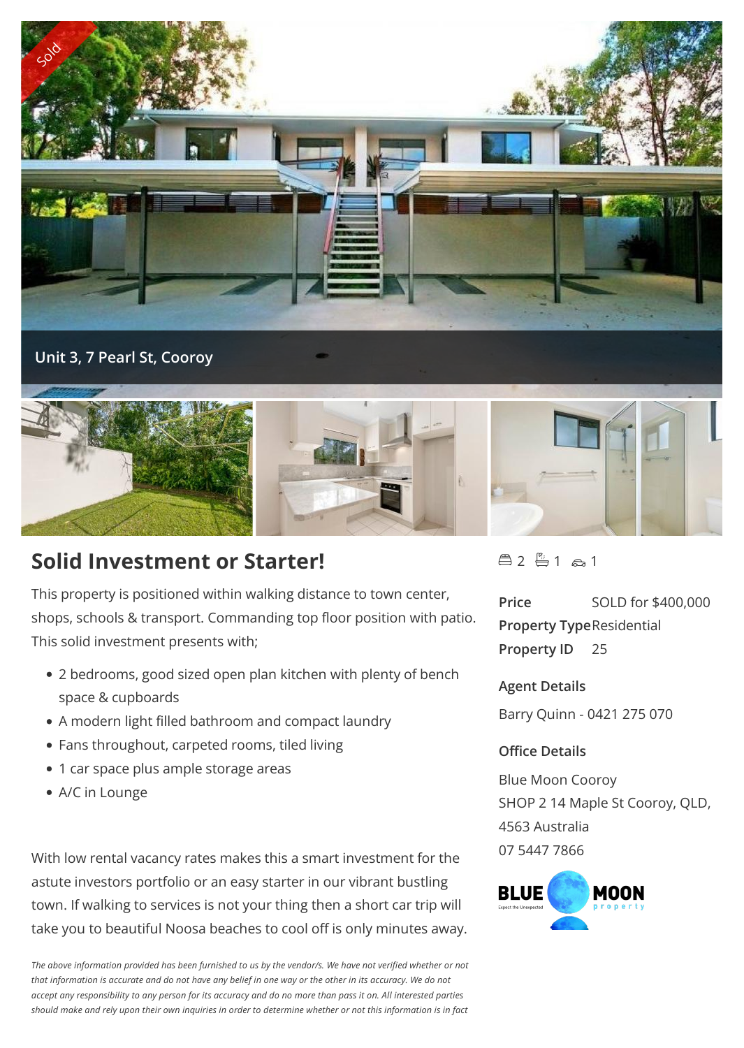Sold

Unit 3, 7 Pearl St, Cooroy

## Solid Investment or Starter!

This property is positioned within walking distance to town center, shops, schools & transport. Commanding top floor position with patio. This solid investment presents with;

- 2 bedrooms, good sized open plan kitchen with plenty of bench space & cupboards
- A modern light filled bathroom and compact laundry
- Fans throughout, carpeted rooms, tiled living
- 1 car space plus ample storage areas
- A/C in Lounge

With low rental vacancy rates makes this a smart investment for the astute investors portfolio or an easy starter in our vibrant bustling town. If walking to services is not your thing then a short car trip will take you to beautiful Noosa beaches to cool off is only minutes away.

*The above information provided has been furnished to us by the vendor/s. We have not verified whether or not that information is accurate and do not have any belief in one way or the other in its accuracy. We do not accept any responsibility to any person for its accuracy and do no more than pass it on. All interested parties should make and rely upon their own inquiries in order to determine whether or not this information is in fact*

2 1 1

| | |
|---|---|
| **Price** | SOLD for $400,000 |
| **Property Type** | Residential |
| **Property ID** | 25 |

### Agent Details

Barry Quinn - 0421 275 070

### Office Details

Blue Moon Cooroy
SHOP 2 14 Maple St Cooroy, QLD, 4563 Australia
07 5447 7866

BLUE MOON property
Expect the Unexpected